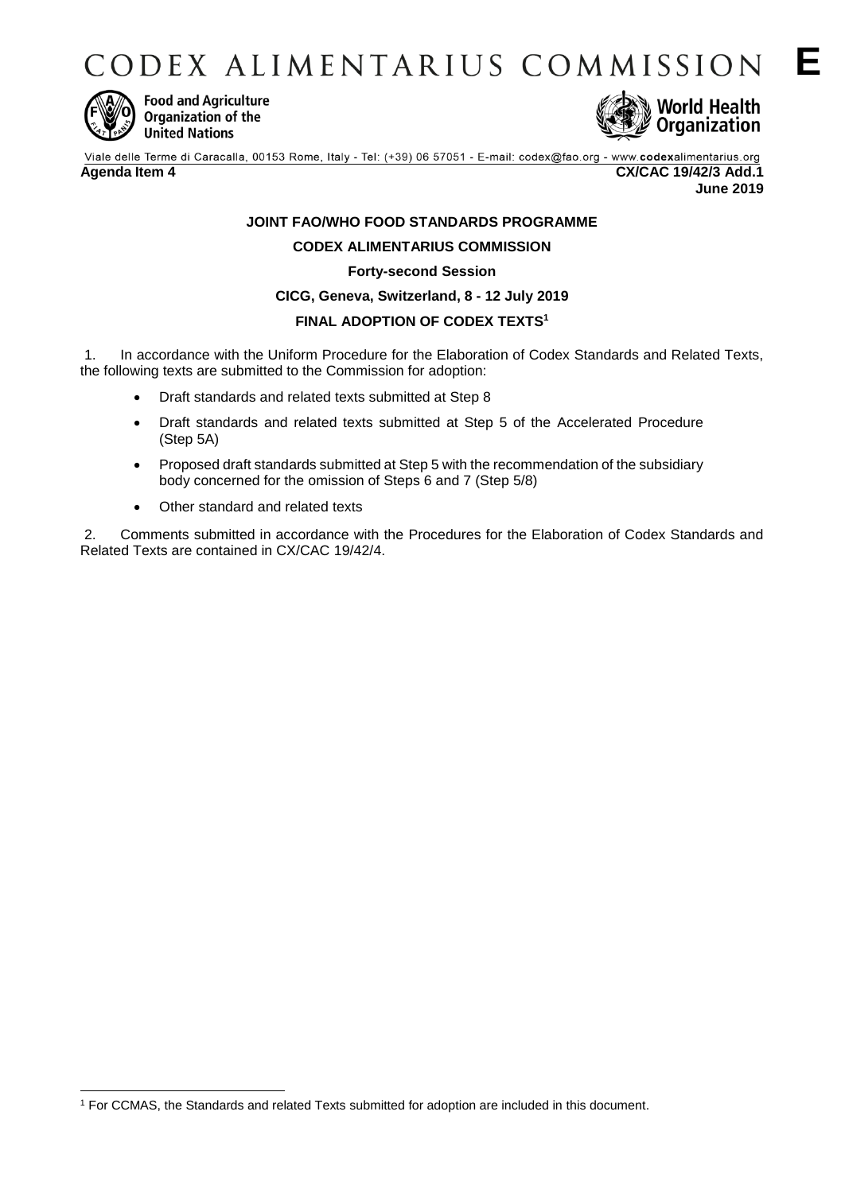# CODEX ALIMENTARIUS COMMISSION E

Food and Agriculture Organization of the United Nations

World Health Organization

Viale delle Terme di Caracalla, 00153 Rome, Italy - Tel: (+39) 06 57051 - E-mail: codex@fao.org - www.codexalimentarius.org

**Agenda Item 4** **CX/CAC 19/42/3 Add.1**

**June 2019**

**JOINT FAO/WHO FOOD STANDARDS PROGRAMME**

**CODEX ALIMENTARIUS COMMISSION**

**Forty-second Session**

**CICG, Geneva, Switzerland, 8 - 12 July 2019**

**FINAL ADOPTION OF CODEX TEXTS[1]**

1. In accordance with the Uniform Procedure for the Elaboration of Codex Standards and Related Texts, the following texts are submitted to the Commission for adoption:

- Draft standards and related texts submitted at Step 8
- Draft standards and related texts submitted at Step 5 of the Accelerated Procedure (Step 5A)
- Proposed draft standards submitted at Step 5 with the recommendation of the subsidiary body concerned for the omission of Steps 6 and 7 (Step 5/8)
- Other standard and related texts

2. Comments submitted in accordance with the Procedures for the Elaboration of Codex Standards and Related Texts are contained in CX/CAC 19/42/4.

[1] For CCMAS, the Standards and related Texts submitted for adoption are included in this document.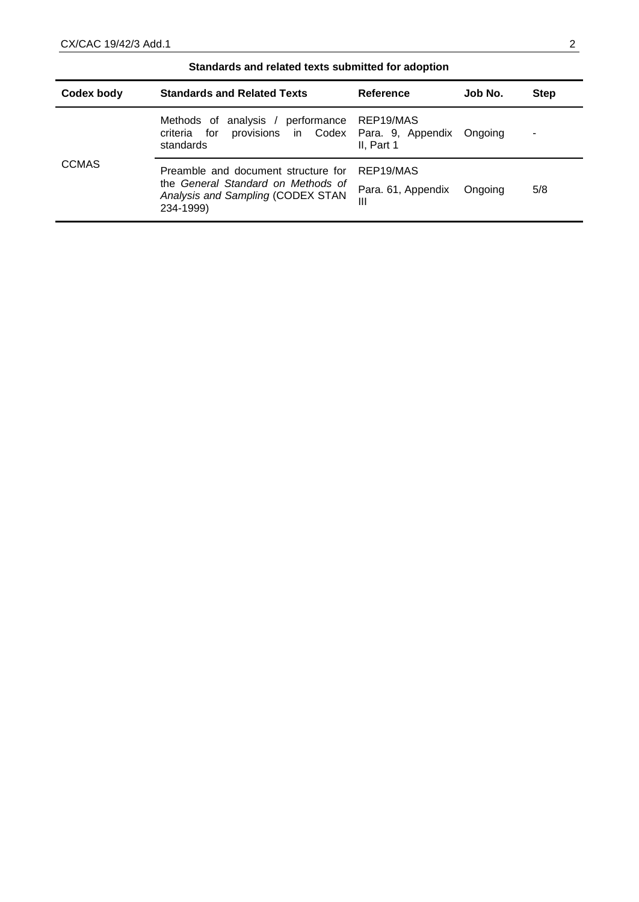**Standards and related texts submitted for adoption**

| Codex body | Standards and Related Texts | Reference | Job No. | Step |
|---|---|---|---|---|
| CCMAS | Methods of analysis / performance criteria for provisions in Codex standards | REP19/MAS Para. 9, Appendix II, Part 1 | Ongoing | - |
| | Preamble and document structure for the *General Standard on Methods of Analysis and Sampling* (CODEX STAN 234-1999) | REP19/MAS Para. 61, Appendix III | Ongoing | 5/8 |